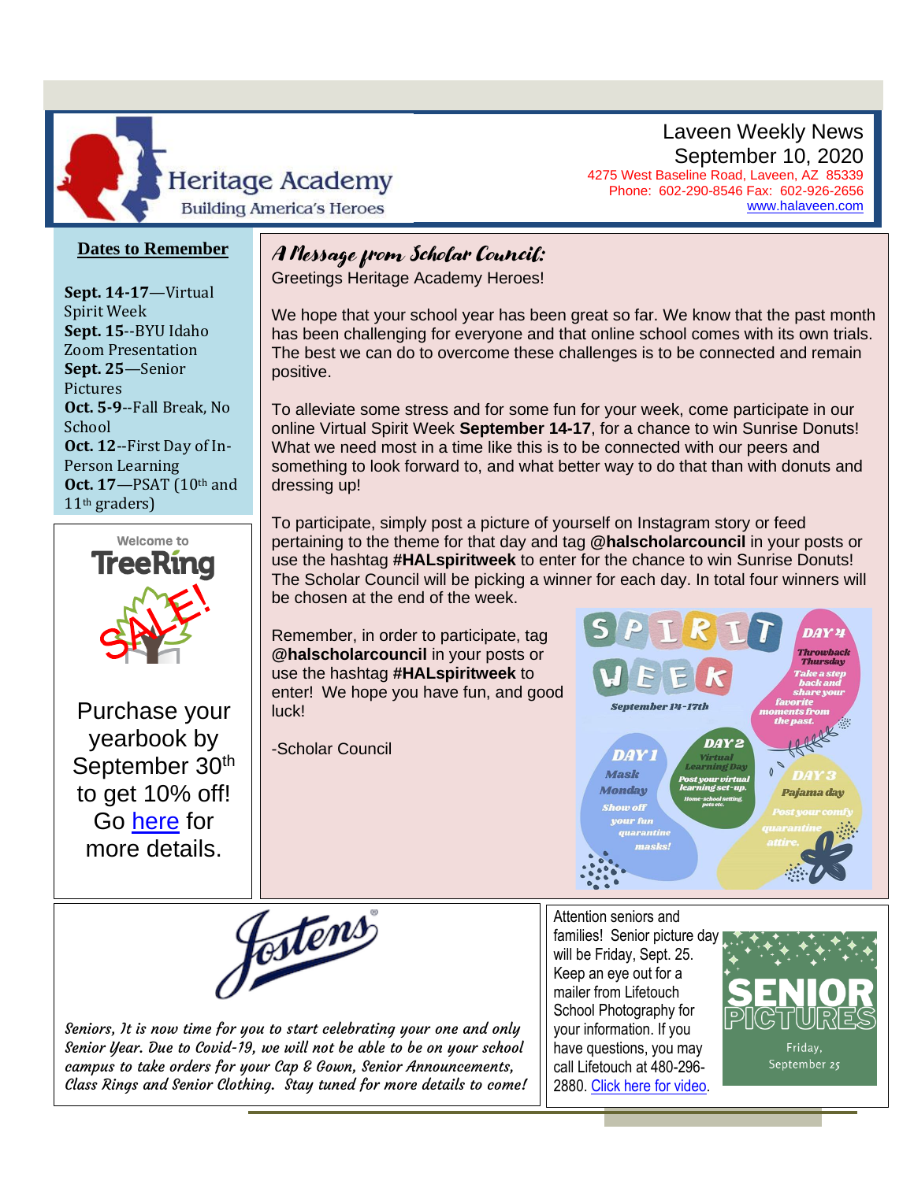Heritage Academy
Building America's Heroes

# Laveen Weekly News
## September 10, 2020

4275 West Baseline Road, Laveen, AZ 85339
Phone: 602-290-8546 Fax: 602-926-2656
www.halaveen.com

## Dates to Remember

**Sept. 14-17**—Virtual Spirit Week
**Sept. 15**--BYU Idaho Zoom Presentation
**Sept. 25**—Senior Pictures
**Oct. 5-9**--Fall Break, No School
**Oct. 12**--First Day of In-Person Learning
**Oct. 17**—PSAT (10th and 11th graders)

Welcome to TreeRing

SALE!

Purchase your yearbook by September 30th to get 10% off! Go here for more details.

## A Message from Scholar Council:

Greetings Heritage Academy Heroes!

We hope that your school year has been great so far. We know that the past month has been challenging for everyone and that online school comes with its own trials. The best we can do to overcome these challenges is to be connected and remain positive.

To alleviate some stress and for some fun for your week, come participate in our online Virtual Spirit Week **September 14-17**, for a chance to win Sunrise Donuts! What we need most in a time like this is to be connected with our peers and something to look forward to, and what better way to do that than with donuts and dressing up!

To participate, simply post a picture of yourself on Instagram story or feed pertaining to the theme for that day and tag **@halscholarcouncil** in your posts or use the hashtag **#HALspiritweek** to enter for the chance to win Sunrise Donuts! The Scholar Council will be picking a winner for each day. In total four winners will be chosen at the end of the week.

Remember, in order to participate, tag **@halscholarcouncil** in your posts or use the hashtag **#HALspiritweek** to enter! We hope you have fun, and good luck!

-Scholar Council

**SPIRIT WEEK**
September 14-17th

**DAY 1** Mask Monday — Show off your fun quarantine masks!
**DAY 2** Virtual Learning Day — Post your virtual learning set-up. Home-school setting, pets etc.
**DAY 3** Pajama day — Post your comfy quarantine attire.
**DAY 4** Throwback Thursday — Take a step back and share your favorite moments from the past.

Jostens

*Seniors, It is now time for you to start celebrating your one and only Senior Year. Due to Covid-19, we will not be able to be on your school campus to take orders for your Cap & Gown, Senior Announcements, Class Rings and Senior Clothing. Stay tuned for more details to come!*

Attention seniors and families! Senior picture day will be Friday, Sept. 25. Keep an eye out for a mailer from Lifetouch School Photography for your information. If you have questions, you may call Lifetouch at 480-296-2880. Click here for video.

**SENIOR PICTURES**
Friday, September 25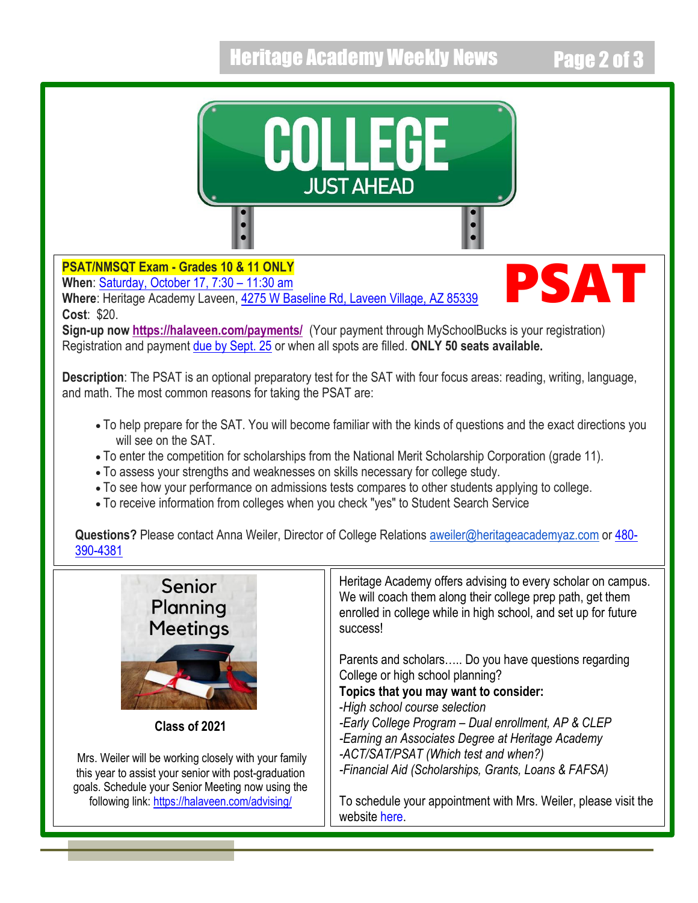**PSAT/NMSQT Exam - Grades 10 & 11 ONLY**
**When**: Saturday, October 17, 7:30 – 11:30 am
**Where**: Heritage Academy Laveen, 4275 W Baseline Rd, Laveen Village, AZ 85339
**Cost**: $20.
**Sign-up now https://halaveen.com/payments/** (Your payment through MySchoolBucks is your registration)
Registration and payment due by Sept. 25 or when all spots are filled. **ONLY 50 seats available.**

**Description**: The PSAT is an optional preparatory test for the SAT with four focus areas: reading, writing, language, and math. The most common reasons for taking the PSAT are:

- To help prepare for the SAT. You will become familiar with the kinds of questions and the exact directions you will see on the SAT.
- To enter the competition for scholarships from the National Merit Scholarship Corporation (grade 11).
- To assess your strengths and weaknesses on skills necessary for college study.
- To see how your performance on admissions tests compares to other students applying to college.
- To receive information from colleges when you check "yes" to Student Search Service

**Questions?** Please contact Anna Weiler, Director of College Relations aweiler@heritageacademyaz.com or 480-390-4381

**Class of 2021**

Mrs. Weiler will be working closely with your family this year to assist your senior with post-graduation goals. Schedule your Senior Meeting now using the following link: https://halaveen.com/advising/

Heritage Academy offers advising to every scholar on campus. We will coach them along their college prep path, get them enrolled in college while in high school, and set up for future success!

Parents and scholars….. Do you have questions regarding College or high school planning?

**Topics that you may want to consider:**
*-High school course selection*
*-Early College Program – Dual enrollment, AP & CLEP*
*-Earning an Associates Degree at Heritage Academy*
*-ACT/SAT/PSAT (Which test and when?)*
*-Financial Aid (Scholarships, Grants, Loans & FAFSA)*

To schedule your appointment with Mrs. Weiler, please visit the website here.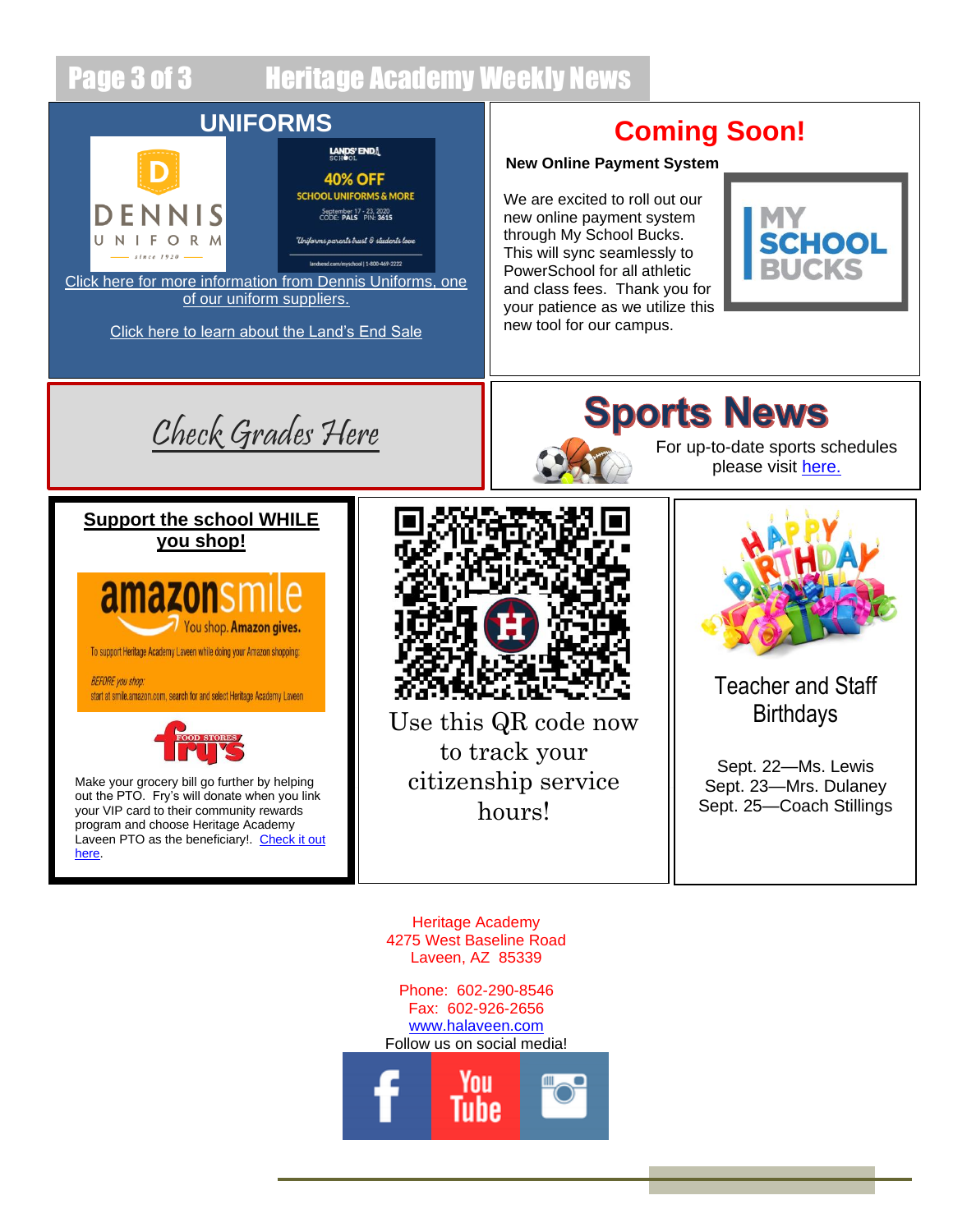## UNIFORMS

Click here for more information from Dennis Uniforms, one of our uniform suppliers.

Click here to learn about the Land's End Sale

## Coming Soon!

**New Online Payment System**

We are excited to roll out our new online payment system through My School Bucks. This will sync seamlessly to PowerSchool for all athletic and class fees. Thank you for your patience as we utilize this new tool for our campus.

## Check Grades Here

## Sports News

For up-to-date sports schedules please visit here.

## Support the school WHILE you shop!

To support Heritage Academy Laveen while doing your Amazon shopping:

BEFORE you shop: start at smile.amazon.com, search for and select Heritage Academy Laveen

Make your grocery bill go further by helping out the PTO. Fry's will donate when you link your VIP card to their community rewards program and choose Heritage Academy Laveen PTO as the beneficiary!. Check it out here.

Use this QR code now to track your citizenship service hours!

## Teacher and Staff Birthdays

Sept. 22—Ms. Lewis
Sept. 23—Mrs. Dulaney
Sept. 25—Coach Stillings

Heritage Academy
4275 West Baseline Road
Laveen, AZ 85339

Phone: 602-290-8546
Fax: 602-926-2656
www.halaveen.com
Follow us on social media!